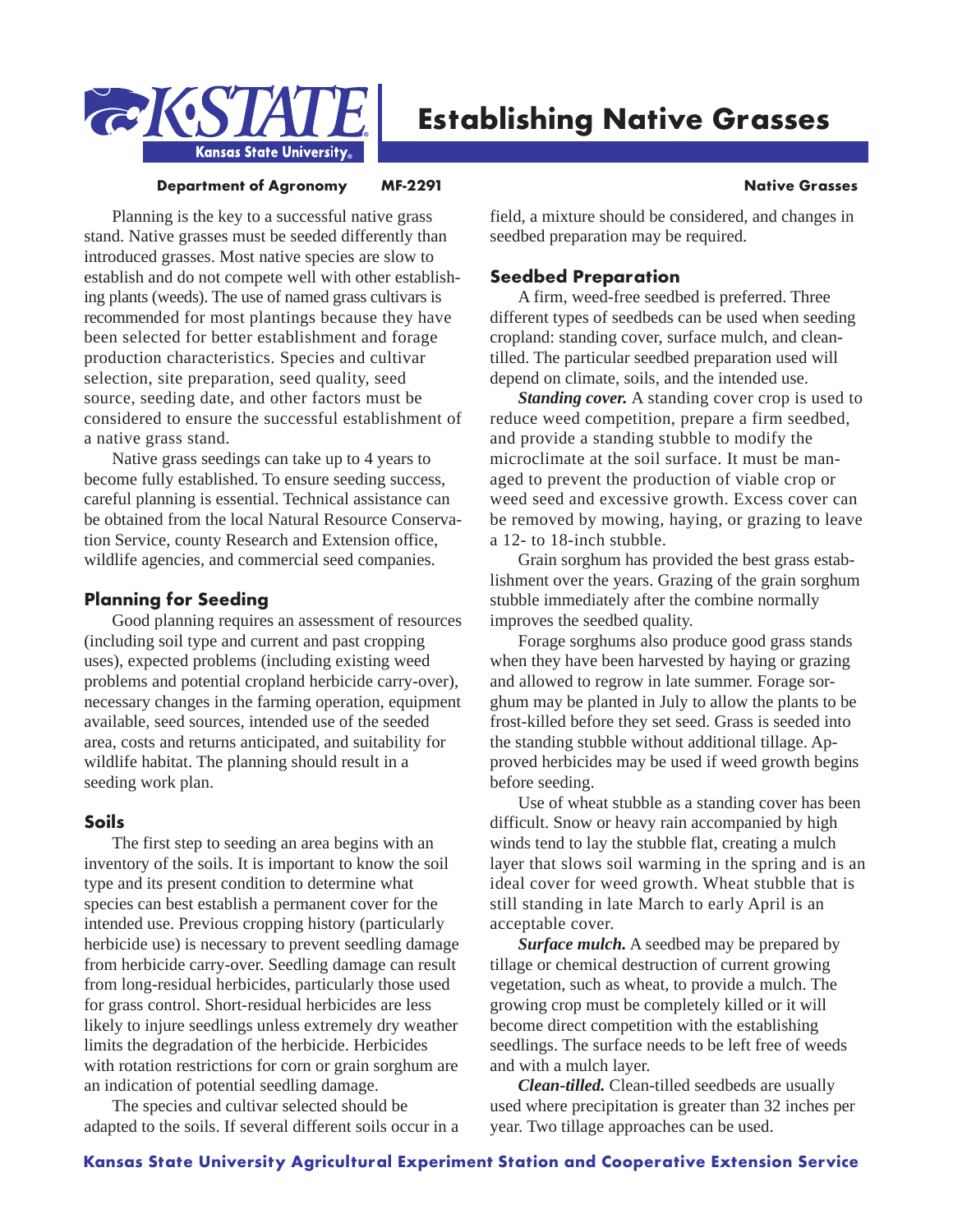# Establishing Native Grasses

**Department of Agronomy** **MF-2291** **Native Grasses**

Planning is the key to a successful native grass stand. Native grasses must be seeded differently than introduced grasses. Most native species are slow to establish and do not compete well with other establishing plants (weeds). The use of named grass cultivars is recommended for most plantings because they have been selected for better establishment and forage production characteristics. Species and cultivar selection, site preparation, seed quality, seed source, seeding date, and other factors must be considered to ensure the successful establishment of a native grass stand.

Native grass seedings can take up to 4 years to become fully established. To ensure seeding success, careful planning is essential. Technical assistance can be obtained from the local Natural Resource Conservation Service, county Research and Extension office, wildlife agencies, and commercial seed companies.

## Planning for Seeding

Good planning requires an assessment of resources (including soil type and current and past cropping uses), expected problems (including existing weed problems and potential cropland herbicide carry-over), necessary changes in the farming operation, equipment available, seed sources, intended use of the seeded area, costs and returns anticipated, and suitability for wildlife habitat. The planning should result in a seeding work plan.

## Soils

The first step to seeding an area begins with an inventory of the soils. It is important to know the soil type and its present condition to determine what species can best establish a permanent cover for the intended use. Previous cropping history (particularly herbicide use) is necessary to prevent seedling damage from herbicide carry-over. Seedling damage can result from long-residual herbicides, particularly those used for grass control. Short-residual herbicides are less likely to injure seedlings unless extremely dry weather limits the degradation of the herbicide. Herbicides with rotation restrictions for corn or grain sorghum are an indication of potential seedling damage.

The species and cultivar selected should be adapted to the soils. If several different soils occur in a field, a mixture should be considered, and changes in seedbed preparation may be required.

## Seedbed Preparation

A firm, weed-free seedbed is preferred. Three different types of seedbeds can be used when seeding cropland: standing cover, surface mulch, and clean-tilled. The particular seedbed preparation used will depend on climate, soils, and the intended use.

***Standing cover.*** A standing cover crop is used to reduce weed competition, prepare a firm seedbed, and provide a standing stubble to modify the microclimate at the soil surface. It must be managed to prevent the production of viable crop or weed seed and excessive growth. Excess cover can be removed by mowing, haying, or grazing to leave a 12- to 18-inch stubble.

Grain sorghum has provided the best grass establishment over the years. Grazing of the grain sorghum stubble immediately after the combine normally improves the seedbed quality.

Forage sorghums also produce good grass stands when they have been harvested by haying or grazing and allowed to regrow in late summer. Forage sorghum may be planted in July to allow the plants to be frost-killed before they set seed. Grass is seeded into the standing stubble without additional tillage. Approved herbicides may be used if weed growth begins before seeding.

Use of wheat stubble as a standing cover has been difficult. Snow or heavy rain accompanied by high winds tend to lay the stubble flat, creating a mulch layer that slows soil warming in the spring and is an ideal cover for weed growth. Wheat stubble that is still standing in late March to early April is an acceptable cover.

***Surface mulch.*** A seedbed may be prepared by tillage or chemical destruction of current growing vegetation, such as wheat, to provide a mulch. The growing crop must be completely killed or it will become direct competition with the establishing seedlings. The surface needs to be left free of weeds and with a mulch layer.

***Clean-tilled.*** Clean-tilled seedbeds are usually used where precipitation is greater than 32 inches per year. Two tillage approaches can be used.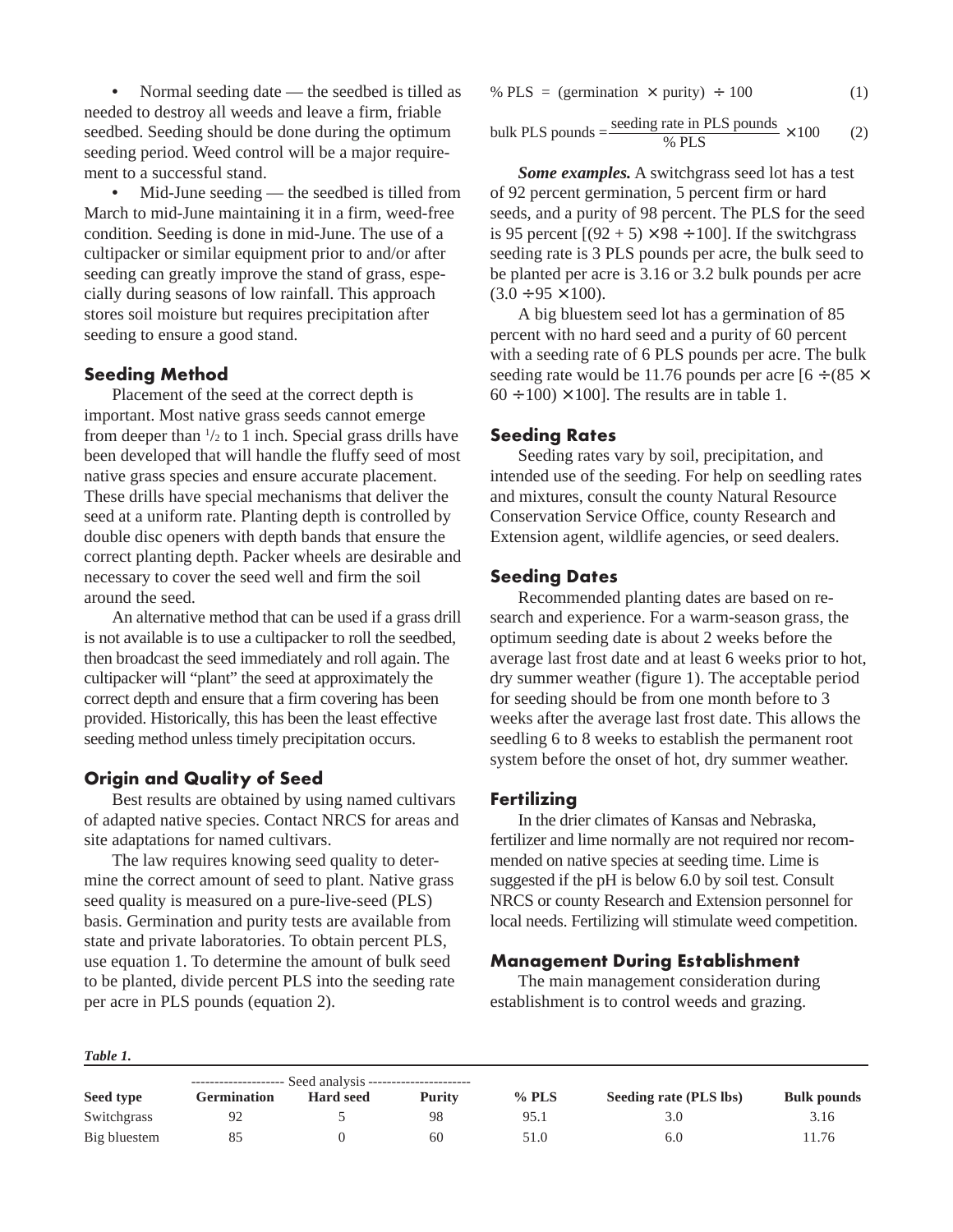- Normal seeding date — the seedbed is tilled as needed to destroy all weeds and leave a firm, friable seedbed. Seeding should be done during the optimum seeding period. Weed control will be a major requirement to a successful stand.
- Mid-June seeding — the seedbed is tilled from March to mid-June maintaining it in a firm, weed-free condition. Seeding is done in mid-June. The use of a cultipacker or similar equipment prior to and/or after seeding can greatly improve the stand of grass, especially during seasons of low rainfall. This approach stores soil moisture but requires precipitation after seeding to ensure a good stand.

## Seeding Method

Placement of the seed at the correct depth is important. Most native grass seeds cannot emerge from deeper than $^1/_2$ to 1 inch. Special grass drills have been developed that will handle the fluffy seed of most native grass species and ensure accurate placement. These drills have special mechanisms that deliver the seed at a uniform rate. Planting depth is controlled by double disc openers with depth bands that ensure the correct planting depth. Packer wheels are desirable and necessary to cover the seed well and firm the soil around the seed.

An alternative method that can be used if a grass drill is not available is to use a cultipacker to roll the seedbed, then broadcast the seed immediately and roll again. The cultipacker will "plant" the seed at approximately the correct depth and ensure that a firm covering has been provided. Historically, this has been the least effective seeding method unless timely precipitation occurs.

## Origin and Quality of Seed

Best results are obtained by using named cultivars of adapted native species. Contact NRCS for areas and site adaptations for named cultivars.

The law requires knowing seed quality to determine the correct amount of seed to plant. Native grass seed quality is measured on a pure-live-seed (PLS) basis. Germination and purity tests are available from state and private laboratories. To obtain percent PLS, use equation 1. To determine the amount of bulk seed to be planted, divide percent PLS into the seeding rate per acre in PLS pounds (equation 2).

$$\% \text{ PLS} = (\text{germination} \times \text{purity}) \div 100 \qquad (1)$$

$$\text{bulk PLS pounds} = \frac{\text{seeding rate in PLS pounds}}{\% \text{ PLS}} \times 100 \qquad (2)$$

***Some examples.*** A switchgrass seed lot has a test of 92 percent germination, 5 percent firm or hard seeds, and a purity of 98 percent. The PLS for the seed is 95 percent $[(92 + 5) \times 98 \div 100]$. If the switchgrass seeding rate is 3 PLS pounds per acre, the bulk seed to be planted per acre is 3.16 or 3.2 bulk pounds per acre $(3.0 \div 95 \times 100)$.

A big bluestem seed lot has a germination of 85 percent with no hard seed and a purity of 60 percent with a seeding rate of 6 PLS pounds per acre. The bulk seeding rate would be 11.76 pounds per acre $[6 \div (85 \times 60 \div 100) \times 100]$. The results are in table 1.

## Seeding Rates

Seeding rates vary by soil, precipitation, and intended use of the seeding. For help on seedling rates and mixtures, consult the county Natural Resource Conservation Service Office, county Research and Extension agent, wildlife agencies, or seed dealers.

## Seeding Dates

Recommended planting dates are based on research and experience. For a warm-season grass, the optimum seeding date is about 2 weeks before the average last frost date and at least 6 weeks prior to hot, dry summer weather (figure 1). The acceptable period for seeding should be from one month before to 3 weeks after the average last frost date. This allows the seedling 6 to 8 weeks to establish the permanent root system before the onset of hot, dry summer weather.

## Fertilizing

In the drier climates of Kansas and Nebraska, fertilizer and lime normally are not required nor recommended on native species at seeding time. Lime is suggested if the pH is below 6.0 by soil test. Consult NRCS or county Research and Extension personnel for local needs. Fertilizing will stimulate weed competition.

## Management During Establishment

The main management consideration during establishment is to control weeds and grazing.

***Table 1.***

| | Seed analysis | | | | | |
|---|---|---|---|---|---|---|
| **Seed type** | **Germination** | **Hard seed** | **Purity** | **% PLS** | **Seeding rate (PLS lbs)** | **Bulk pounds** |
| Switchgrass | 92 | 5 | 98 | 95.1 | 3.0 | 3.16 |
| Big bluestem | 85 | 0 | 60 | 51.0 | 6.0 | 11.76 |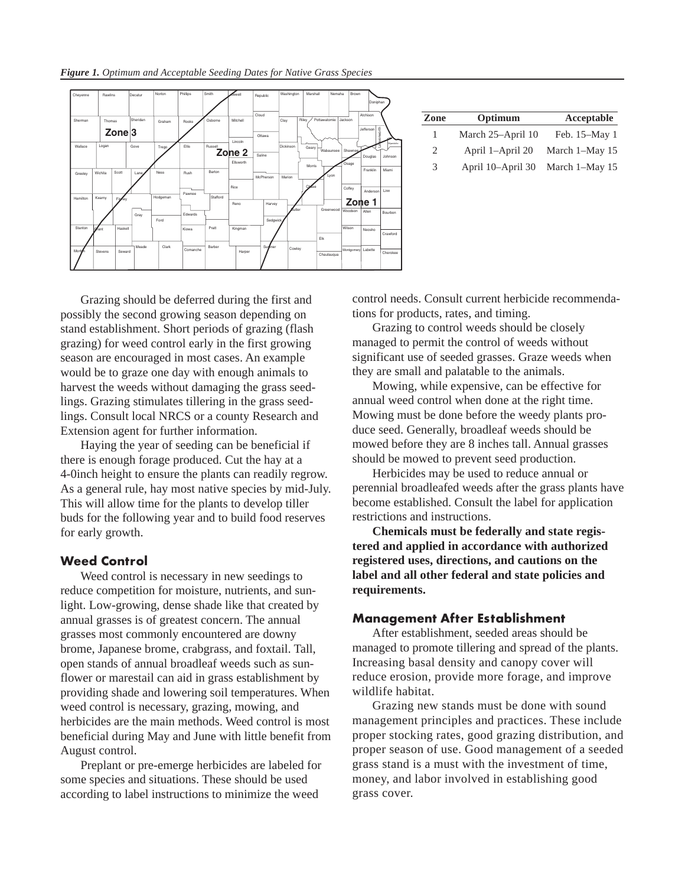*Figure 1. Optimum and Acceptable Seeding Dates for Native Grass Species*

| Zone | Optimum | Acceptable |
|---|---|---|
| 1 | March 25–April 10 | Feb. 15–May 1 |
| 2 | April 1–April 20 | March 1–May 15 |
| 3 | April 10–April 30 | March 1–May 15 |

Grazing should be deferred during the first and possibly the second growing season depending on stand establishment. Short periods of grazing (flash grazing) for weed control early in the first growing season are encouraged in most cases. An example would be to graze one day with enough animals to harvest the weeds without damaging the grass seedlings. Grazing stimulates tillering in the grass seedlings. Consult local NRCS or a county Research and Extension agent for further information.

Haying the year of seeding can be beneficial if there is enough forage produced. Cut the hay at a 4-0inch height to ensure the plants can readily regrow. As a general rule, hay most native species by mid-July. This will allow time for the plants to develop tiller buds for the following year and to build food reserves for early growth.

## Weed Control

Weed control is necessary in new seedings to reduce competition for moisture, nutrients, and sunlight. Low-growing, dense shade like that created by annual grasses is of greatest concern. The annual grasses most commonly encountered are downy brome, Japanese brome, crabgrass, and foxtail. Tall, open stands of annual broadleaf weeds such as sunflower or marestail can aid in grass establishment by providing shade and lowering soil temperatures. When weed control is necessary, grazing, mowing, and herbicides are the main methods. Weed control is most beneficial during May and June with little benefit from August control.

Preplant or pre-emerge herbicides are labeled for some species and situations. These should be used according to label instructions to minimize the weed control needs. Consult current herbicide recommendations for products, rates, and timing.

Grazing to control weeds should be closely managed to permit the control of weeds without significant use of seeded grasses. Graze weeds when they are small and palatable to the animals.

Mowing, while expensive, can be effective for annual weed control when done at the right time. Mowing must be done before the weedy plants produce seed. Generally, broadleaf weeds should be mowed before they are 8 inches tall. Annual grasses should be mowed to prevent seed production.

Herbicides may be used to reduce annual or perennial broadleafed weeds after the grass plants have become established. Consult the label for application restrictions and instructions.

**Chemicals must be federally and state registered and applied in accordance with authorized registered uses, directions, and cautions on the label and all other federal and state policies and requirements.**

## Management After Establishment

After establishment, seeded areas should be managed to promote tillering and spread of the plants. Increasing basal density and canopy cover will reduce erosion, provide more forage, and improve wildlife habitat.

Grazing new stands must be done with sound management principles and practices. These include proper stocking rates, good grazing distribution, and proper season of use. Good management of a seeded grass stand is a must with the investment of time, money, and labor involved in establishing good grass cover.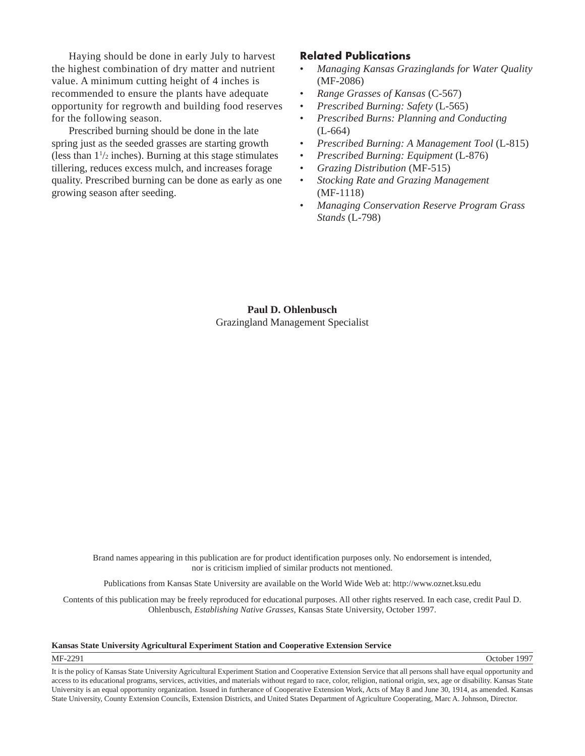Haying should be done in early July to harvest the highest combination of dry matter and nutrient value. A minimum cutting height of 4 inches is recommended to ensure the plants have adequate opportunity for regrowth and building food reserves for the following season.

Prescribed burning should be done in the late spring just as the seeded grasses are starting growth (less than 1$^1/_2$ inches). Burning at this stage stimulates tillering, reduces excess mulch, and increases forage quality. Prescribed burning can be done as early as one growing season after seeding.

## Related Publications

- *Managing Kansas Grazinglands for Water Quality* (MF-2086)
- *Range Grasses of Kansas* (C-567)
- *Prescribed Burning: Safety* (L-565)
- *Prescribed Burns: Planning and Conducting* (L-664)
- *Prescribed Burning: A Management Tool* (L-815)
- *Prescribed Burning: Equipment* (L-876)
- *Grazing Distribution* (MF-515)
- *Stocking Rate and Grazing Management* (MF-1118)
- *Managing Conservation Reserve Program Grass Stands* (L-798)

**Paul D. Ohlenbusch**
Grazingland Management Specialist

Brand names appearing in this publication are for product identification purposes only. No endorsement is intended, nor is criticism implied of similar products not mentioned.

Publications from Kansas State University are available on the World Wide Web at: http://www.oznet.ksu.edu

Contents of this publication may be freely reproduced for educational purposes. All other rights reserved. In each case, credit Paul D. Ohlenbusch, *Establishing Native Grasses*, Kansas State University, October 1997.

**Kansas State University Agricultural Experiment Station and Cooperative Extension Service**

MF-2291 October 1997

It is the policy of Kansas State University Agricultural Experiment Station and Cooperative Extension Service that all persons shall have equal opportunity and access to its educational programs, services, activities, and materials without regard to race, color, religion, national origin, sex, age or disability. Kansas State University is an equal opportunity organization. Issued in furtherance of Cooperative Extension Work, Acts of May 8 and June 30, 1914, as amended. Kansas State University, County Extension Councils, Extension Districts, and United States Department of Agriculture Cooperating, Marc A. Johnson, Director.